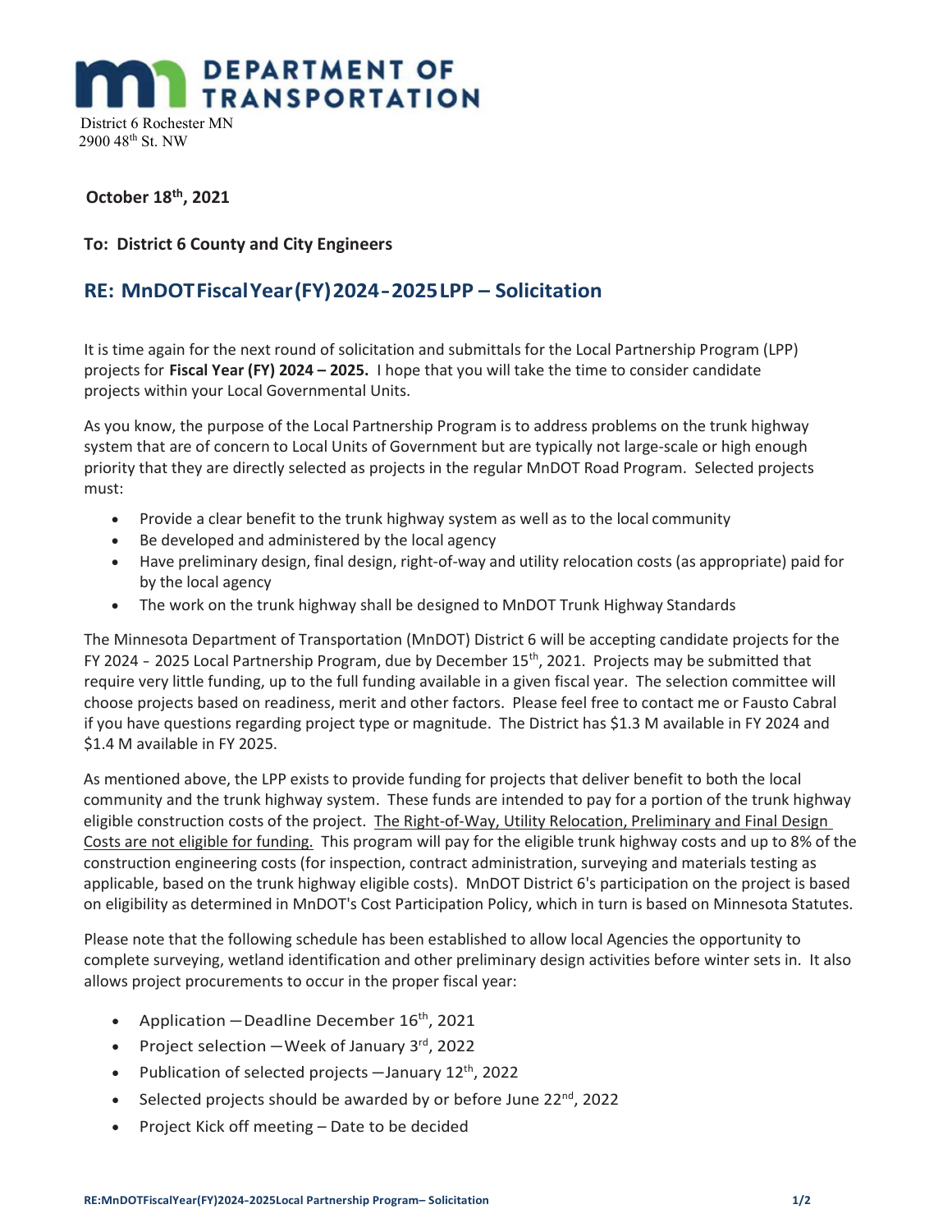# DEPARTMENT OF TRANSPORTATION

District 6 Rochester MN
2900 48th St. NW

**October 18th, 2021**

**To: District 6 County and City Engineers**

## RE: MnDOT Fiscal Year (FY) 2024 - 2025 LPP – Solicitation

It is time again for the next round of solicitation and submittals for the Local Partnership Program (LPP) projects for **Fiscal Year (FY) 2024 – 2025.** I hope that you will take the time to consider candidate projects within your Local Governmental Units.

As you know, the purpose of the Local Partnership Program is to address problems on the trunk highway system that are of concern to Local Units of Government but are typically not large-scale or high enough priority that they are directly selected as projects in the regular MnDOT Road Program. Selected projects must:

- Provide a clear benefit to the trunk highway system as well as to the local community
- Be developed and administered by the local agency
- Have preliminary design, final design, right-of-way and utility relocation costs (as appropriate) paid for by the local agency
- The work on the trunk highway shall be designed to MnDOT Trunk Highway Standards

The Minnesota Department of Transportation (MnDOT) District 6 will be accepting candidate projects for the FY 2024 - 2025 Local Partnership Program, due by December 15th, 2021. Projects may be submitted that require very little funding, up to the full funding available in a given fiscal year. The selection committee will choose projects based on readiness, merit and other factors. Please feel free to contact me or Fausto Cabral if you have questions regarding project type or magnitude. The District has $1.3 M available in FY 2024 and $1.4 M available in FY 2025.

As mentioned above, the LPP exists to provide funding for projects that deliver benefit to both the local community and the trunk highway system. These funds are intended to pay for a portion of the trunk highway eligible construction costs of the project. <u>The Right-of-Way, Utility Relocation, Preliminary and Final Design Costs are not eligible for funding.</u> This program will pay for the eligible trunk highway costs and up to 8% of the construction engineering costs (for inspection, contract administration, surveying and materials testing as applicable, based on the trunk highway eligible costs). MnDOT District 6's participation on the project is based on eligibility as determined in MnDOT's Cost Participation Policy, which in turn is based on Minnesota Statutes.

Please note that the following schedule has been established to allow local Agencies the opportunity to complete surveying, wetland identification and other preliminary design activities before winter sets in. It also allows project procurements to occur in the proper fiscal year:

- Application —Deadline December 16th, 2021
- Project selection —Week of January 3rd, 2022
- Publication of selected projects —January 12th, 2022
- Selected projects should be awarded by or before June 22nd, 2022
- Project Kick off meeting – Date to be decided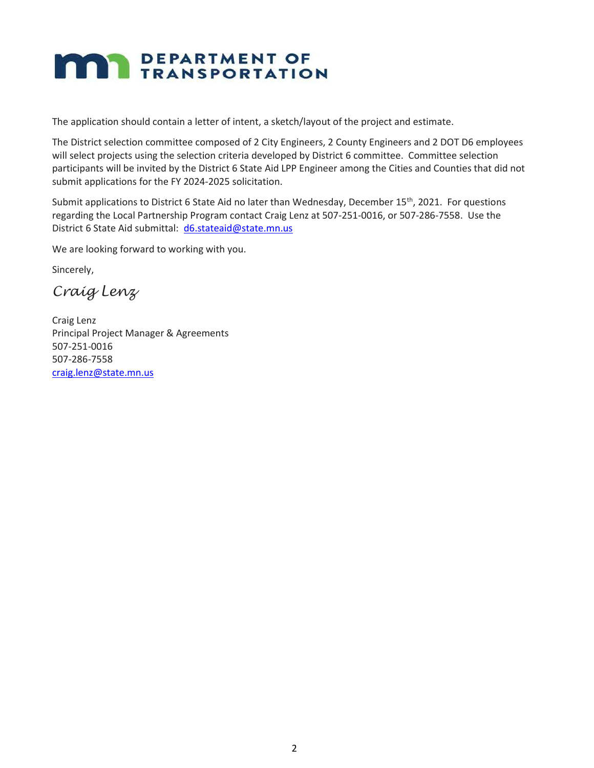**DEPARTMENT OF TRANSPORTATION**

The application should contain a letter of intent, a sketch/layout of the project and estimate.

The District selection committee composed of 2 City Engineers, 2 County Engineers and 2 DOT D6 employees will select projects using the selection criteria developed by District 6 committee. Committee selection participants will be invited by the District 6 State Aid LPP Engineer among the Cities and Counties that did not submit applications for the FY 2024-2025 solicitation.

Submit applications to District 6 State Aid no later than Wednesday, December 15th, 2021. For questions regarding the Local Partnership Program contact Craig Lenz at 507-251-0016, or 507-286-7558. Use the District 6 State Aid submittal: d6.stateaid@state.mn.us

We are looking forward to working with you.

Sincerely,

*Craig Lenz*

Craig Lenz
Principal Project Manager & Agreements
507-251-0016
507-286-7558
craig.lenz@state.mn.us